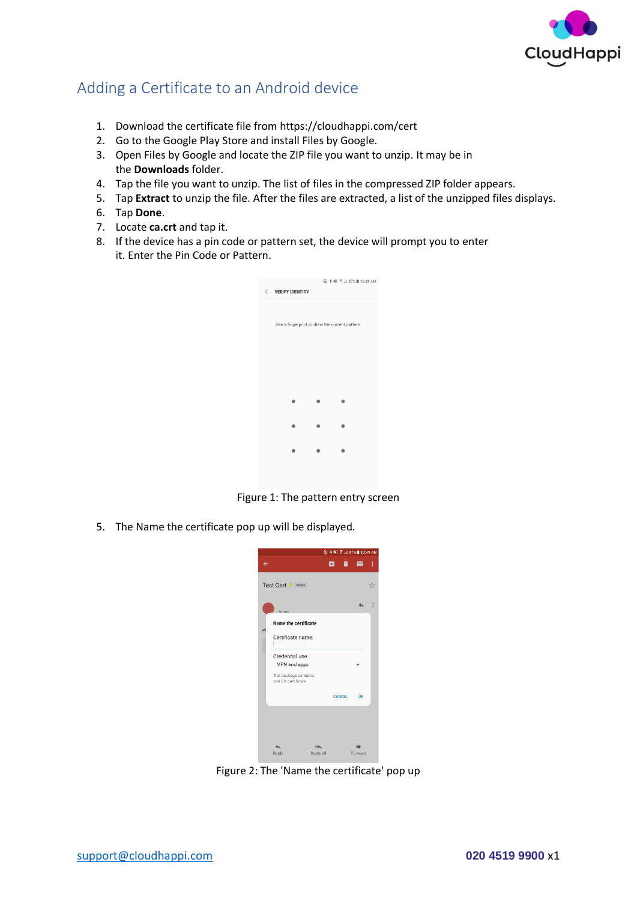## Adding a Certificate to an Android device

1. Download the certificate file from https://cloudhappi.com/cert
2. Go to the Google Play Store and install Files by Google.
3. Open Files by Google and locate the ZIP file you want to unzip. It may be in the **Downloads** folder.
4. Tap the file you want to unzip. The list of files in the compressed ZIP folder appears.
5. Tap **Extract** to unzip the file. After the files are extracted, a list of the unzipped files displays.
6. Tap **Done**.
7. Locate **ca.crt** and tap it.
8. If the device has a pin code or pattern set, the device will prompt you to enter it. Enter the Pin Code or Pattern.

Figure 1: The pattern entry screen

5. The Name the certificate pop up will be displayed.

Figure 2: The 'Name the certificate' pop up

support@cloudhappi.com **020 4519 9900** x1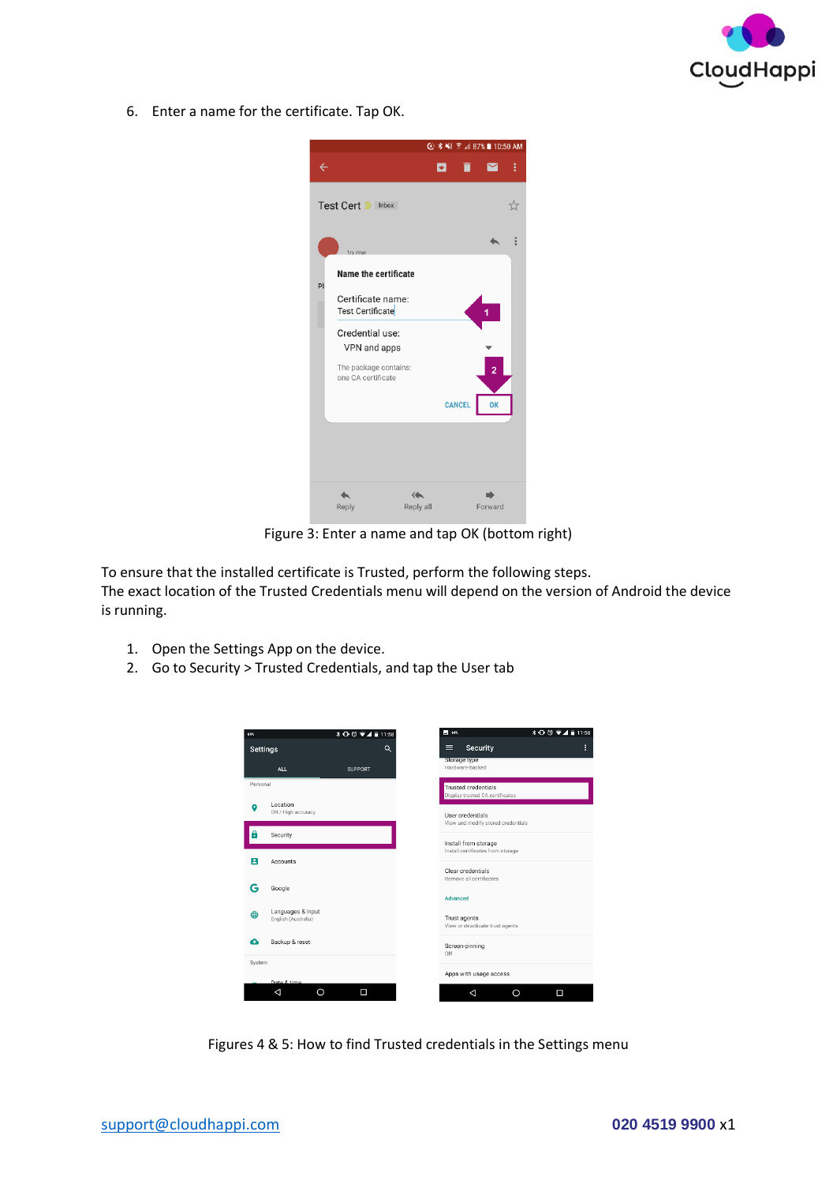6. Enter a name for the certificate. Tap OK.

Figure 3: Enter a name and tap OK (bottom right)

To ensure that the installed certificate is Trusted, perform the following steps.
The exact location of the Trusted Credentials menu will depend on the version of Android the device is running.

1. Open the Settings App on the device.
2. Go to Security > Trusted Credentials, and tap the User tab

Figures 4 & 5: How to find Trusted credentials in the Settings menu

support@cloudhappi.com **020 4519 9900** x1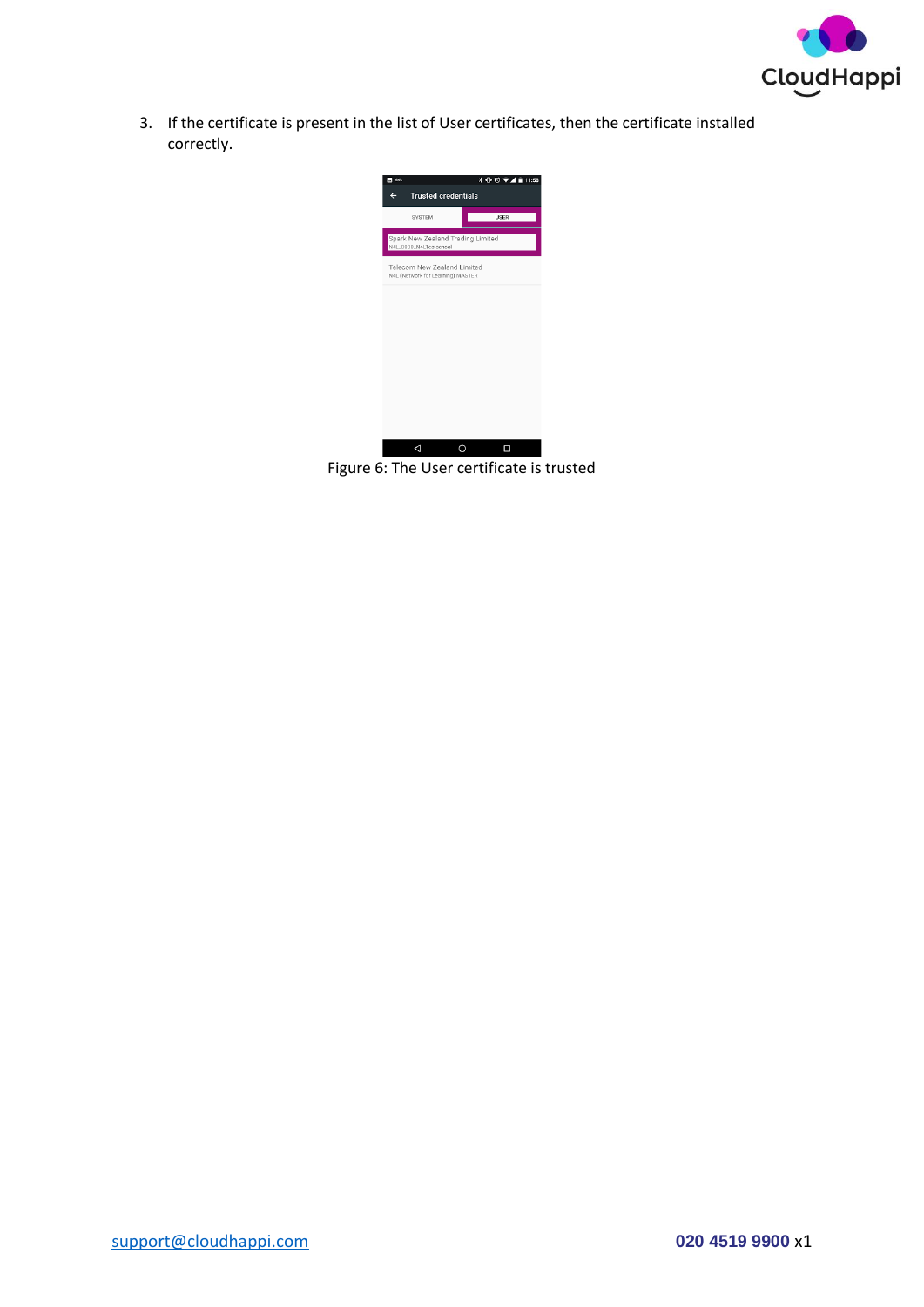3. If the certificate is present in the list of User certificates, then the certificate installed correctly.

Figure 6: The User certificate is trusted